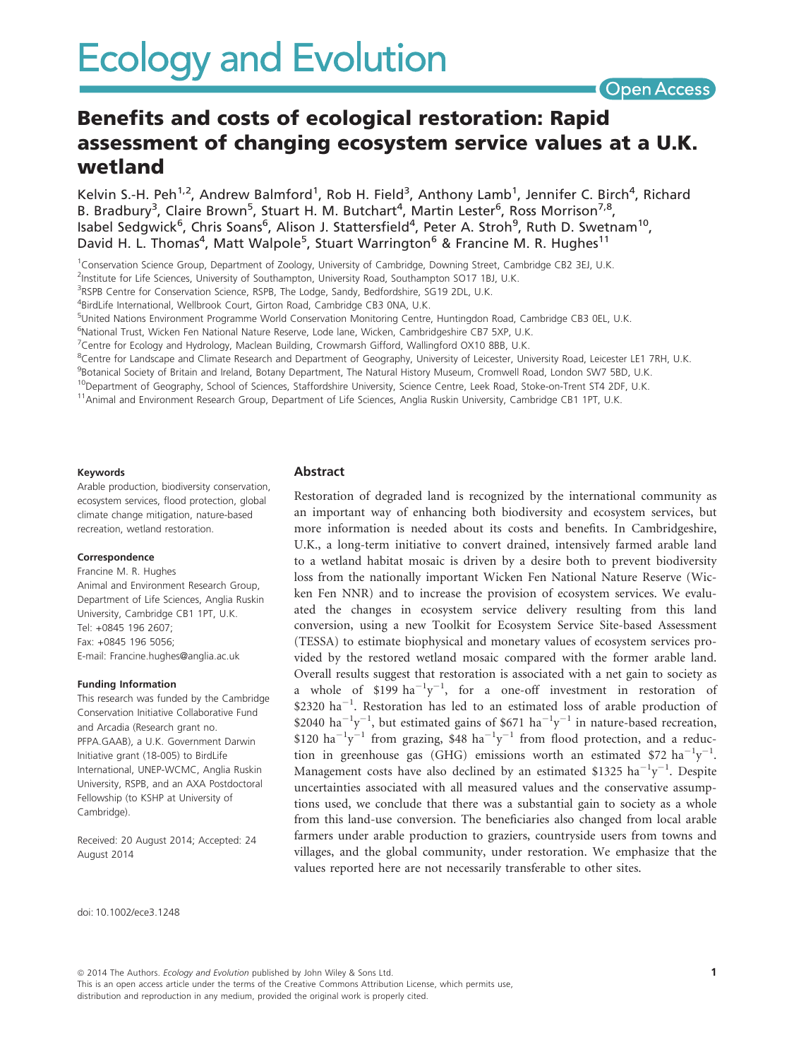# Ecology and Evolution

Open Access

## Benefits and costs of ecological restoration: Rapid assessment of changing ecosystem service values at a U.K. wetland

Kelvin S.-H. Peh[1,2], Andrew Balmford[1], Rob H. Field[3], Anthony Lamb[1], Jennifer C. Birch[4], Richard B. Bradbury[3], Claire Brown[5], Stuart H. M. Butchart[4], Martin Lester[6], Ross Morrison[7,8], Isabel Sedgwick[6], Chris Soans[6], Alison J. Stattersfield[4], Peter A. Stroh[9], Ruth D. Swetnam[10], David H. L. Thomas[4], Matt Walpole[5], Stuart Warrington[6] & Francine M. R. Hughes[11]

[1]Conservation Science Group, Department of Zoology, University of Cambridge, Downing Street, Cambridge CB2 3EJ, U.K.
[2]Institute for Life Sciences, University of Southampton, University Road, Southampton SO17 1BJ, U.K.
[3]RSPB Centre for Conservation Science, RSPB, The Lodge, Sandy, Bedfordshire, SG19 2DL, U.K.
[4]BirdLife International, Wellbrook Court, Girton Road, Cambridge CB3 0NA, U.K.
[5]United Nations Environment Programme World Conservation Monitoring Centre, Huntingdon Road, Cambridge CB3 0EL, U.K.
[6]National Trust, Wicken Fen National Nature Reserve, Lode lane, Wicken, Cambridgeshire CB7 5XP, U.K.
[7]Centre for Ecology and Hydrology, Maclean Building, Crowmarsh Gifford, Wallingford OX10 8BB, U.K.
[8]Centre for Landscape and Climate Research and Department of Geography, University of Leicester, University Road, Leicester LE1 7RH, U.K.
[9]Botanical Society of Britain and Ireland, Botany Department, The Natural History Museum, Cromwell Road, London SW7 5BD, U.K.
[10]Department of Geography, School of Sciences, Staffordshire University, Science Centre, Leek Road, Stoke-on-Trent ST4 2DF, U.K.
[11]Animal and Environment Research Group, Department of Life Sciences, Anglia Ruskin University, Cambridge CB1 1PT, U.K.

#### Keywords

Arable production, biodiversity conservation, ecosystem services, flood protection, global climate change mitigation, nature-based recreation, wetland restoration.

#### Correspondence

Francine M. R. Hughes
Animal and Environment Research Group, Department of Life Sciences, Anglia Ruskin University, Cambridge CB1 1PT, U.K.
Tel: +0845 196 2607;
Fax: +0845 196 5056;
E-mail: Francine.hughes@anglia.ac.uk

#### Funding Information

This research was funded by the Cambridge Conservation Initiative Collaborative Fund and Arcadia (Research grant no. PFPA.GAAB), a U.K. Government Darwin Initiative grant (18-005) to BirdLife International, UNEP-WCMC, Anglia Ruskin University, RSPB, and an AXA Postdoctoral Fellowship (to KSHP at University of Cambridge).

Received: 20 August 2014; Accepted: 24 August 2014

doi: 10.1002/ece3.1248

### Abstract

Restoration of degraded land is recognized by the international community as an important way of enhancing both biodiversity and ecosystem services, but more information is needed about its costs and benefits. In Cambridgeshire, U.K., a long-term initiative to convert drained, intensively farmed arable land to a wetland habitat mosaic is driven by a desire both to prevent biodiversity loss from the nationally important Wicken Fen National Nature Reserve (Wicken Fen NNR) and to increase the provision of ecosystem services. We evaluated the changes in ecosystem service delivery resulting from this land conversion, using a new Toolkit for Ecosystem Service Site-based Assessment (TESSA) to estimate biophysical and monetary values of ecosystem services provided by the restored wetland mosaic compared with the former arable land. Overall results suggest that restoration is associated with a net gain to society as a whole of \$199 $ha^{-1}y^{-1}$, for a one-off investment in restoration of \$2320 $ha^{-1}$. Restoration has led to an estimated loss of arable production of \$2040 $ha^{-1}y^{-1}$, but estimated gains of \$671 $ha^{-1}y^{-1}$ in nature-based recreation, \$120 $ha^{-1}y^{-1}$ from grazing, \$48 $ha^{-1}y^{-1}$ from flood protection, and a reduction in greenhouse gas (GHG) emissions worth an estimated \$72 $ha^{-1}y^{-1}$. Management costs have also declined by an estimated \$1325 $ha^{-1}y^{-1}$. Despite uncertainties associated with all measured values and the conservative assumptions used, we conclude that there was a substantial gain to society as a whole from this land-use conversion. The beneficiaries also changed from local arable farmers under arable production to graziers, countryside users from towns and villages, and the global community, under restoration. We emphasize that the values reported here are not necessarily transferable to other sites.

© 2014 The Authors. *Ecology and Evolution* published by John Wiley & Sons Ltd.
This is an open access article under the terms of the Creative Commons Attribution License, which permits use, distribution and reproduction in any medium, provided the original work is properly cited.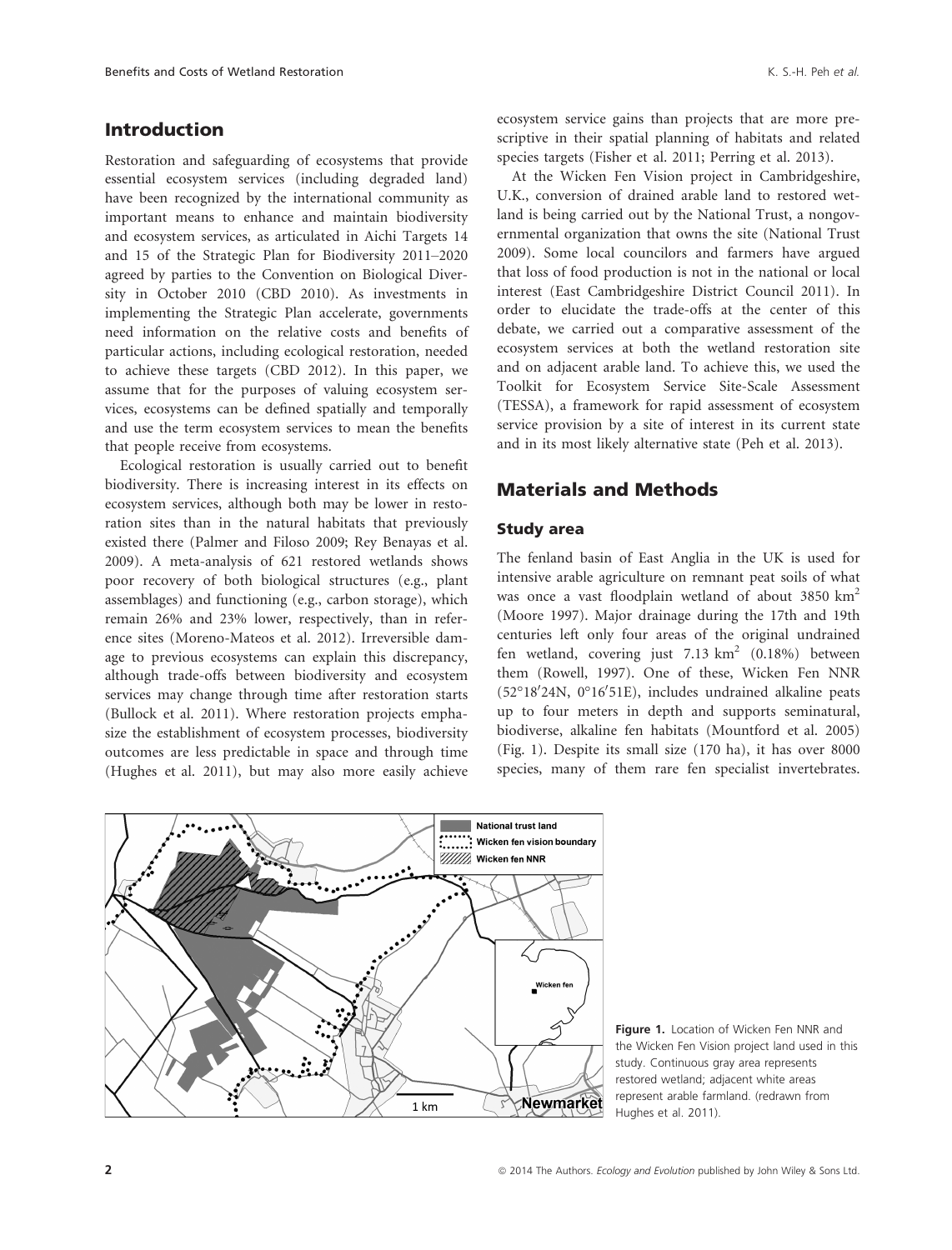## Introduction

Restoration and safeguarding of ecosystems that provide essential ecosystem services (including degraded land) have been recognized by the international community as important means to enhance and maintain biodiversity and ecosystem services, as articulated in Aichi Targets 14 and 15 of the Strategic Plan for Biodiversity 2011–2020 agreed by parties to the Convention on Biological Diversity in October 2010 (CBD 2010). As investments in implementing the Strategic Plan accelerate, governments need information on the relative costs and benefits of particular actions, including ecological restoration, needed to achieve these targets (CBD 2012). In this paper, we assume that for the purposes of valuing ecosystem services, ecosystems can be defined spatially and temporally and use the term ecosystem services to mean the benefits that people receive from ecosystems.

Ecological restoration is usually carried out to benefit biodiversity. There is increasing interest in its effects on ecosystem services, although both may be lower in restoration sites than in the natural habitats that previously existed there (Palmer and Filoso 2009; Rey Benayas et al. 2009). A meta-analysis of 621 restored wetlands shows poor recovery of both biological structures (e.g., plant assemblages) and functioning (e.g., carbon storage), which remain 26% and 23% lower, respectively, than in reference sites (Moreno-Mateos et al. 2012). Irreversible damage to previous ecosystems can explain this discrepancy, although trade-offs between biodiversity and ecosystem services may change through time after restoration starts (Bullock et al. 2011). Where restoration projects emphasize the establishment of ecosystem processes, biodiversity outcomes are less predictable in space and through time (Hughes et al. 2011), but may also more easily achieve ecosystem service gains than projects that are more prescriptive in their spatial planning of habitats and related species targets (Fisher et al. 2011; Perring et al. 2013).

At the Wicken Fen Vision project in Cambridgeshire, U.K., conversion of drained arable land to restored wetland is being carried out by the National Trust, a nongovernmental organization that owns the site (National Trust 2009). Some local councilors and farmers have argued that loss of food production is not in the national or local interest (East Cambridgeshire District Council 2011). In order to elucidate the trade-offs at the center of this debate, we carried out a comparative assessment of the ecosystem services at both the wetland restoration site and on adjacent arable land. To achieve this, we used the Toolkit for Ecosystem Service Site-Scale Assessment (TESSA), a framework for rapid assessment of ecosystem service provision by a site of interest in its current state and in its most likely alternative state (Peh et al. 2013).

## Materials and Methods

### Study area

The fenland basin of East Anglia in the UK is used for intensive arable agriculture on remnant peat soils of what was once a vast floodplain wetland of about 3850 $km^2$ (Moore 1997). Major drainage during the 17th and 19th centuries left only four areas of the original undrained fen wetland, covering just 7.13 $km^2$ (0.18%) between them (Rowell, 1997). One of these, Wicken Fen NNR (52°18′24N, 0°16′51E), includes undrained alkaline peats up to four meters in depth and supports seminatural, biodiverse, alkaline fen habitats (Mountford et al. 2005) (Fig. 1). Despite its small size (170 ha), it has over 8000 species, many of them rare fen specialist invertebrates.

**Figure 1.** Location of Wicken Fen NNR and the Wicken Fen Vision project land used in this study. Continuous gray area represents restored wetland; adjacent white areas represent arable farmland. (redrawn from Hughes et al. 2011).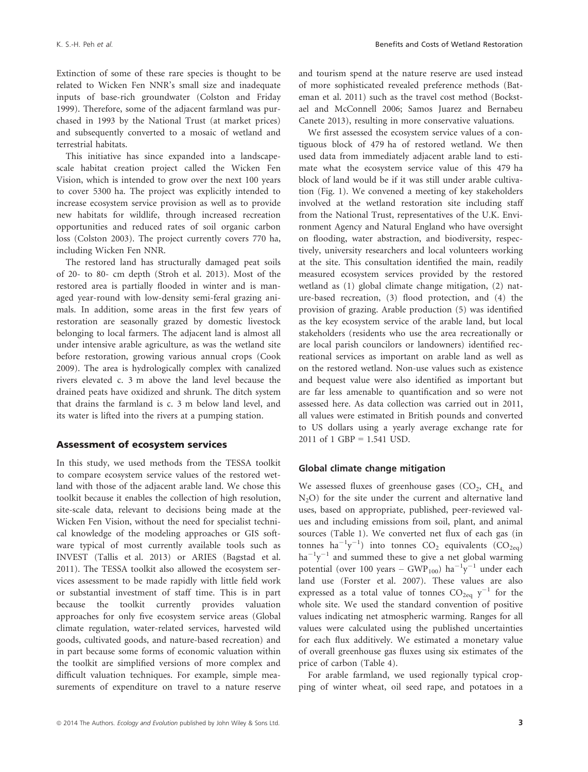Extinction of some of these rare species is thought to be related to Wicken Fen NNR's small size and inadequate inputs of base-rich groundwater (Colston and Friday 1999). Therefore, some of the adjacent farmland was purchased in 1993 by the National Trust (at market prices) and subsequently converted to a mosaic of wetland and terrestrial habitats.

This initiative has since expanded into a landscape-scale habitat creation project called the Wicken Fen Vision, which is intended to grow over the next 100 years to cover 5300 ha. The project was explicitly intended to increase ecosystem service provision as well as to provide new habitats for wildlife, through increased recreation opportunities and reduced rates of soil organic carbon loss (Colston 2003). The project currently covers 770 ha, including Wicken Fen NNR.

The restored land has structurally damaged peat soils of 20- to 80- cm depth (Stroh et al. 2013). Most of the restored area is partially flooded in winter and is managed year-round with low-density semi-feral grazing animals. In addition, some areas in the first few years of restoration are seasonally grazed by domestic livestock belonging to local farmers. The adjacent land is almost all under intensive arable agriculture, as was the wetland site before restoration, growing various annual crops (Cook 2009). The area is hydrologically complex with canalized rivers elevated c. 3 m above the land level because the drained peats have oxidized and shrunk. The ditch system that drains the farmland is c. 3 m below land level, and its water is lifted into the rivers at a pumping station.

## Assessment of ecosystem services

In this study, we used methods from the TESSA toolkit to compare ecosystem service values of the restored wetland with those of the adjacent arable land. We chose this toolkit because it enables the collection of high resolution, site-scale data, relevant to decisions being made at the Wicken Fen Vision, without the need for specialist technical knowledge of the modeling approaches or GIS software typical of most currently available tools such as INVEST (Tallis et al. 2013) or ARIES (Bagstad et al. 2011). The TESSA toolkit also allowed the ecosystem services assessment to be made rapidly with little field work or substantial investment of staff time. This is in part because the toolkit currently provides valuation approaches for only five ecosystem service areas (Global climate regulation, water-related services, harvested wild goods, cultivated goods, and nature-based recreation) and in part because some forms of economic valuation within the toolkit are simplified versions of more complex and difficult valuation techniques. For example, simple measurements of expenditure on travel to a nature reserve and tourism spend at the nature reserve are used instead of more sophisticated revealed preference methods (Bateman et al. 2011) such as the travel cost method (Bockstael and McConnell 2006; Samos Juarez and Bernabeu Canete 2013), resulting in more conservative valuations.

We first assessed the ecosystem service values of a contiguous block of 479 ha of restored wetland. We then used data from immediately adjacent arable land to estimate what the ecosystem service value of this 479 ha block of land would be if it was still under arable cultivation (Fig. 1). We convened a meeting of key stakeholders involved at the wetland restoration site including staff from the National Trust, representatives of the U.K. Environment Agency and Natural England who have oversight on flooding, water abstraction, and biodiversity, respectively, university researchers and local volunteers working at the site. This consultation identified the main, readily measured ecosystem services provided by the restored wetland as (1) global climate change mitigation, (2) nature-based recreation, (3) flood protection, and (4) the provision of grazing. Arable production (5) was identified as the key ecosystem service of the arable land, but local stakeholders (residents who use the area recreationally or are local parish councilors or landowners) identified recreational services as important on arable land as well as on the restored wetland. Non-use values such as existence and bequest value were also identified as important but are far less amenable to quantification and so were not assessed here. As data collection was carried out in 2011, all values were estimated in British pounds and converted to US dollars using a yearly average exchange rate for 2011 of 1 GBP = 1.541 USD.

### Global climate change mitigation

We assessed fluxes of greenhouse gases ($CO_2$, $CH_4$, and $N_2O$) for the site under the current and alternative land uses, based on appropriate, published, peer-reviewed values and including emissions from soil, plant, and animal sources (Table 1). We converted net flux of each gas (in tonnes $ha^{-1}y^{-1}$) into tonnes $CO_2$ equivalents ($CO_{2eq}$) $ha^{-1}y^{-1}$ and summed these to give a net global warming potential (over 100 years – $GWP_{100}$) $ha^{-1}y^{-1}$ under each land use (Forster et al. 2007). These values are also expressed as a total value of tonnes $CO_{2eq}$ $y^{-1}$ for the whole site. We used the standard convention of positive values indicating net atmospheric warming. Ranges for all values were calculated using the published uncertainties for each flux additively. We estimated a monetary value of overall greenhouse gas fluxes using six estimates of the price of carbon (Table 4).

For arable farmland, we used regionally typical cropping of winter wheat, oil seed rape, and potatoes in a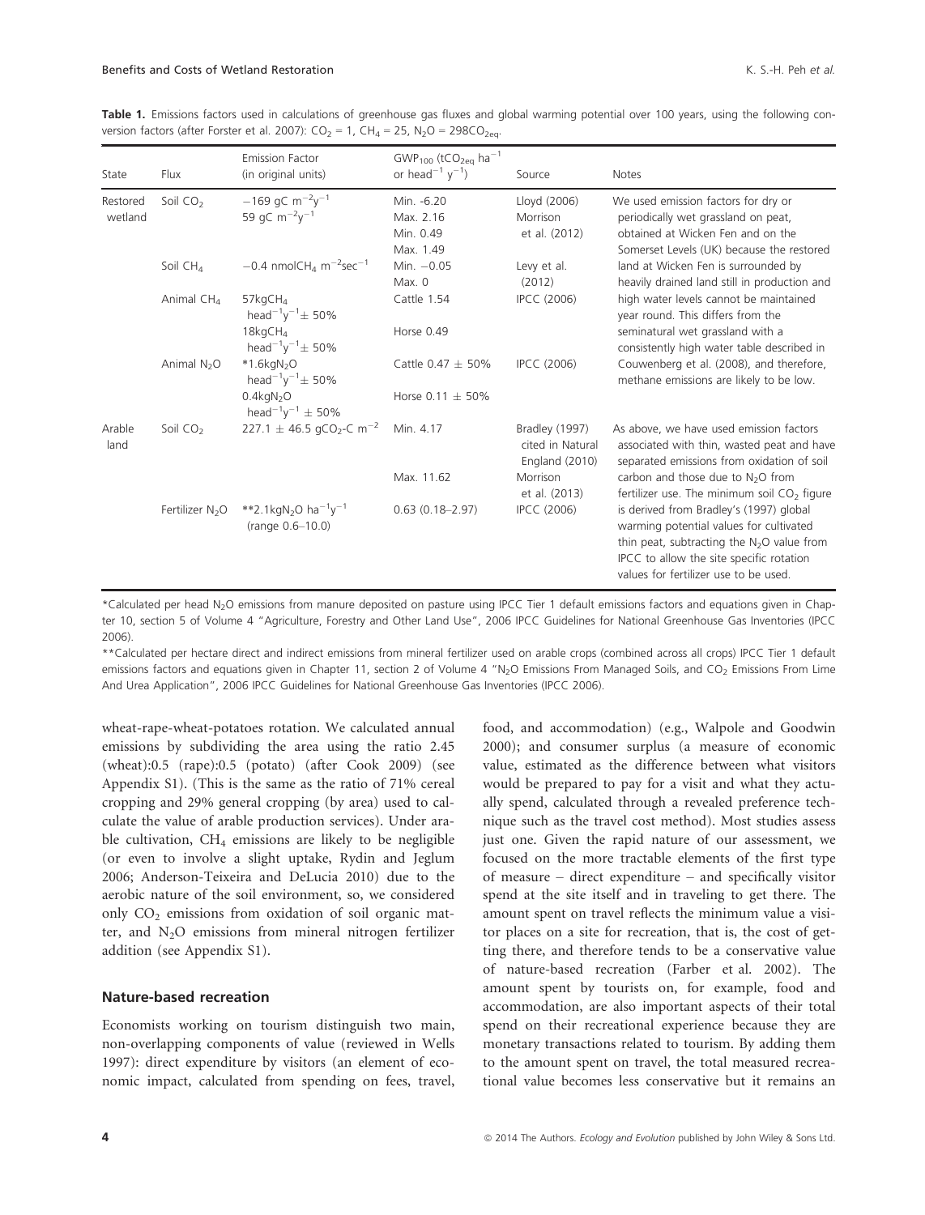**Table 1.** Emissions factors used in calculations of greenhouse gas fluxes and global warming potential over 100 years, using the following conversion factors (after Forster et al. 2007): $CO_2$ = 1, $CH_4$ = 25, $N_2O$ = 298$CO_{2eq}$.

| State | Flux | Emission Factor (in original units) | $GWP_{100}$ ($tCO_{2eq}$ $ha^{-1}$ or $head^{-1}$ $y^{-1}$) | Source | Notes |
|---|---|---|---|---|---|
| Restored wetland | Soil $CO_2$ | $-169$ gC $m^{-2}y^{-1}$ | Min. -6.20 | Lloyd (2006) | We used emission factors for dry or periodically wet grassland on peat, obtained at Wicken Fen and on the Somerset Levels (UK) because the restored land at Wicken Fen is surrounded by heavily drained land still in production and high water levels cannot be maintained year round. This differs from the seminatural wet grassland with a consistently high water table described in Couwenberg et al. (2008), and therefore, methane emissions are likely to be low. |
| | | | Max. 2.16 | | |
| | | 59 gC $m^{-2}y^{-1}$ | Min. 0.49 | Morrison et al. (2012) | |
| | | | Max. 1.49 | | |
| | Soil $CH_4$ | $-0.4$ nmol$CH_4$ $m^{-2}sec^{-1}$ | Min. $-0.05$ | Levy et al. (2012) | |
| | | | Max. 0 | | |
| | Animal $CH_4$ | 57kg$CH_4$ $head^{-1}y^{-1}$ ± 50% | Cattle 1.54 | IPCC (2006) | |
| | | 18kg$CH_4$ $head^{-1}y^{-1}$ ± 50% | Horse 0.49 | | |
| | Animal $N_2O$ | *1.6kg$N_2O$ $head^{-1}y^{-1}$ ± 50% | Cattle 0.47 ± 50% | IPCC (2006) | |
| | | 0.4kg$N_2O$ $head^{-1}y^{-1}$ ± 50% | Horse 0.11 ± 50% | | |
| Arable land | Soil $CO_2$ | 227.1 ± 46.5 g$CO_2$-C $m^{-2}$ | Min. 4.17 | Bradley (1997) cited in Natural England (2010) | As above, we have used emission factors associated with thin, wasted peat and have separated emissions from oxidation of soil carbon and those due to $N_2O$ from fertilizer use. The minimum soil $CO_2$ figure is derived from Bradley's (1997) global warming potential values for cultivated thin peat, subtracting the $N_2O$ value from IPCC to allow the site specific rotation values for fertilizer use to be used. |
| | | | Max. 11.62 | Morrison et al. (2013) | |
| | Fertilizer $N_2O$ | **2.1kg$N_2O$ $ha^{-1}y^{-1}$ (range 0.6–10.0) | 0.63 (0.18–2.97) | IPCC (2006) | |

*Calculated per head $N_2O$ emissions from manure deposited on pasture using IPCC Tier 1 default emissions factors and equations given in Chapter 10, section 5 of Volume 4 "Agriculture, Forestry and Other Land Use", 2006 IPCC Guidelines for National Greenhouse Gas Inventories (IPCC 2006).

**Calculated per hectare direct and indirect emissions from mineral fertilizer used on arable crops (combined across all crops) IPCC Tier 1 default emissions factors and equations given in Chapter 11, section 2 of Volume 4 "$N_2O$ Emissions From Managed Soils, and $CO_2$ Emissions From Lime And Urea Application", 2006 IPCC Guidelines for National Greenhouse Gas Inventories (IPCC 2006).

wheat-rape-wheat-potatoes rotation. We calculated annual emissions by subdividing the area using the ratio 2.45 (wheat):0.5 (rape):0.5 (potato) (after Cook 2009) (see Appendix S1). (This is the same as the ratio of 71% cereal cropping and 29% general cropping (by area) used to calculate the value of arable production services). Under arable cultivation, $CH_4$ emissions are likely to be negligible (or even to involve a slight uptake, Rydin and Jeglum 2006; Anderson-Teixeira and DeLucia 2010) due to the aerobic nature of the soil environment, so, we considered only $CO_2$ emissions from oxidation of soil organic matter, and $N_2O$ emissions from mineral nitrogen fertilizer addition (see Appendix S1).

### Nature-based recreation

Economists working on tourism distinguish two main, non-overlapping components of value (reviewed in Wells 1997): direct expenditure by visitors (an element of economic impact, calculated from spending on fees, travel, food, and accommodation) (e.g., Walpole and Goodwin 2000); and consumer surplus (a measure of economic value, estimated as the difference between what visitors would be prepared to pay for a visit and what they actually spend, calculated through a revealed preference technique such as the travel cost method). Most studies assess just one. Given the rapid nature of our assessment, we focused on the more tractable elements of the first type of measure – direct expenditure – and specifically visitor spend at the site itself and in traveling to get there. The amount spent on travel reflects the minimum value a visitor places on a site for recreation, that is, the cost of getting there, and therefore tends to be a conservative value of nature-based recreation (Farber et al. 2002). The amount spent by tourists on, for example, food and accommodation, are also important aspects of their total spend on their recreational experience because they are monetary transactions related to tourism. By adding them to the amount spent on travel, the total measured recreational value becomes less conservative but it remains an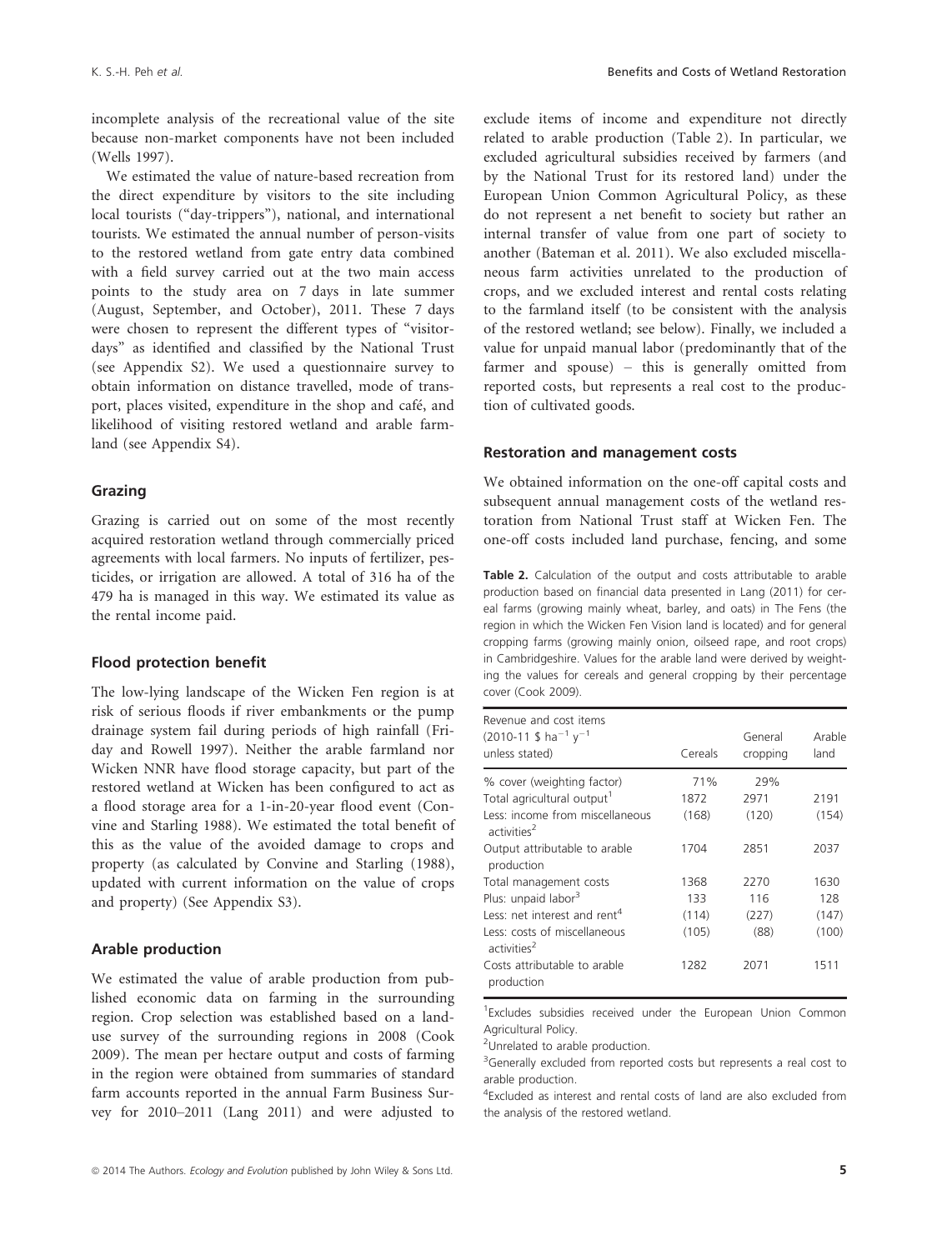incomplete analysis of the recreational value of the site because non-market components have not been included (Wells 1997).

We estimated the value of nature-based recreation from the direct expenditure by visitors to the site including local tourists ("day-trippers"), national, and international tourists. We estimated the annual number of person-visits to the restored wetland from gate entry data combined with a field survey carried out at the two main access points to the study area on 7 days in late summer (August, September, and October), 2011. These 7 days were chosen to represent the different types of "visitor-days" as identified and classified by the National Trust (see Appendix S2). We used a questionnaire survey to obtain information on distance travelled, mode of transport, places visited, expenditure in the shop and café, and likelihood of visiting restored wetland and arable farmland (see Appendix S4).

### Grazing

Grazing is carried out on some of the most recently acquired restoration wetland through commercially priced agreements with local farmers. No inputs of fertilizer, pesticides, or irrigation are allowed. A total of 316 ha of the 479 ha is managed in this way. We estimated its value as the rental income paid.

### Flood protection benefit

The low-lying landscape of the Wicken Fen region is at risk of serious floods if river embankments or the pump drainage system fail during periods of high rainfall (Friday and Rowell 1997). Neither the arable farmland nor Wicken NNR have flood storage capacity, but part of the restored wetland at Wicken has been configured to act as a flood storage area for a 1-in-20-year flood event (Convine and Starling 1988). We estimated the total benefit of this as the value of the avoided damage to crops and property (as calculated by Convine and Starling (1988), updated with current information on the value of crops and property) (See Appendix S3).

### Arable production

We estimated the value of arable production from published economic data on farming in the surrounding region. Crop selection was established based on a land-use survey of the surrounding regions in 2008 (Cook 2009). The mean per hectare output and costs of farming in the region were obtained from summaries of standard farm accounts reported in the annual Farm Business Survey for 2010–2011 (Lang 2011) and were adjusted to exclude items of income and expenditure not directly related to arable production (Table 2). In particular, we excluded agricultural subsidies received by farmers (and by the National Trust for its restored land) under the European Union Common Agricultural Policy, as these do not represent a net benefit to society but rather an internal transfer of value from one part of society to another (Bateman et al. 2011). We also excluded miscellaneous farm activities unrelated to the production of crops, and we excluded interest and rental costs relating to the farmland itself (to be consistent with the analysis of the restored wetland; see below). Finally, we included a value for unpaid manual labor (predominantly that of the farmer and spouse) – this is generally omitted from reported costs, but represents a real cost to the production of cultivated goods.

### Restoration and management costs

We obtained information on the one-off capital costs and subsequent annual management costs of the wetland restoration from National Trust staff at Wicken Fen. The one-off costs included land purchase, fencing, and some

**Table 2.** Calculation of the output and costs attributable to arable production based on financial data presented in Lang (2011) for cereal farms (growing mainly wheat, barley, and oats) in The Fens (the region in which the Wicken Fen Vision land is located) and for general cropping farms (growing mainly onion, oilseed rape, and root crops) in Cambridgeshire. Values for the arable land were derived by weighting the values for cereals and general cropping by their percentage cover (Cook 2009).

| Revenue and cost items (2010-11 \$ ha$^{-1}$ y$^{-1}$ unless stated) | Cereals | General cropping | Arable land |
|---|---|---|---|
| % cover (weighting factor) | 71% | 29% | |
| Total agricultural output[1] | 1872 | 2971 | 2191 |
| Less: income from miscellaneous activities[2] | (168) | (120) | (154) |
| Output attributable to arable production | 1704 | 2851 | 2037 |
| Total management costs | 1368 | 2270 | 1630 |
| Plus: unpaid labor[3] | 133 | 116 | 128 |
| Less: net interest and rent[4] | (114) | (227) | (147) |
| Less: costs of miscellaneous activities[2] | (105) | (88) | (100) |
| Costs attributable to arable production | 1282 | 2071 | 1511 |

[1]Excludes subsidies received under the European Union Common Agricultural Policy.

[2]Unrelated to arable production.

[3]Generally excluded from reported costs but represents a real cost to arable production.

[4]Excluded as interest and rental costs of land are also excluded from the analysis of the restored wetland.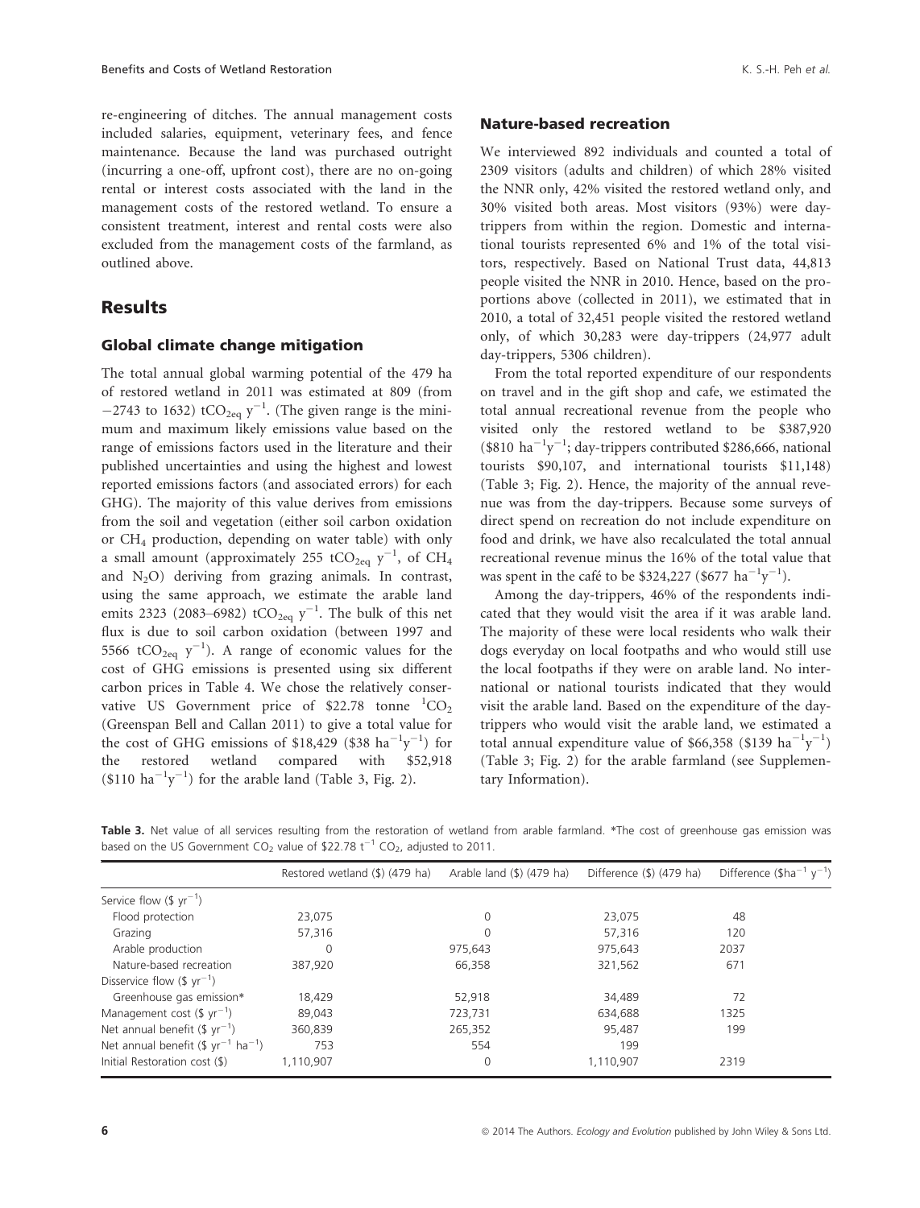re-engineering of ditches. The annual management costs included salaries, equipment, veterinary fees, and fence maintenance. Because the land was purchased outright (incurring a one-off, upfront cost), there are no on-going rental or interest costs associated with the land in the management costs of the restored wetland. To ensure a consistent treatment, interest and rental costs were also excluded from the management costs of the farmland, as outlined above.

## Results

### Global climate change mitigation

The total annual global warming potential of the 479 ha of restored wetland in 2011 was estimated at 809 (from −2743 to 1632) $tCO_{2eq}\ y^{-1}$. (The given range is the minimum and maximum likely emissions value based on the range of emissions factors used in the literature and their published uncertainties and using the highest and lowest reported emissions factors (and associated errors) for each GHG). The majority of this value derives from emissions from the soil and vegetation (either soil carbon oxidation or $CH_4$ production, depending on water table) with only a small amount (approximately 255 $tCO_{2eq}\ y^{-1}$, of $CH_4$ and $N_2O$) deriving from grazing animals. In contrast, using the same approach, we estimate the arable land emits 2323 (2083–6982) $tCO_{2eq}\ y^{-1}$. The bulk of this net flux is due to soil carbon oxidation (between 1997 and 5566 $tCO_{2eq}\ y^{-1}$). A range of economic values for the cost of GHG emissions is presented using six different carbon prices in Table 4. We chose the relatively conservative US Government price of \$22.78 tonne $^{1}CO_2$ (Greenspan Bell and Callan 2011) to give a total value for the cost of GHG emissions of \$18,429 (\$38 $ha^{-1}y^{-1}$) for the restored wetland compared with \$52,918 (\$110 $ha^{-1}y^{-1}$) for the arable land (Table 3, Fig. 2).

### Nature-based recreation

We interviewed 892 individuals and counted a total of 2309 visitors (adults and children) of which 28% visited the NNR only, 42% visited the restored wetland only, and 30% visited both areas. Most visitors (93%) were day-trippers from within the region. Domestic and international tourists represented 6% and 1% of the total visitors, respectively. Based on National Trust data, 44,813 people visited the NNR in 2010. Hence, based on the proportions above (collected in 2011), we estimated that in 2010, a total of 32,451 people visited the restored wetland only, of which 30,283 were day-trippers (24,977 adult day-trippers, 5306 children).

From the total reported expenditure of our respondents on travel and in the gift shop and cafe, we estimated the total annual recreational revenue from the people who visited only the restored wetland to be \$387,920 (\$810 $ha^{-1}y^{-1}$; day-trippers contributed \$286,666, national tourists \$90,107, and international tourists \$11,148) (Table 3; Fig. 2). Hence, the majority of the annual revenue was from the day-trippers. Because some surveys of direct spend on recreation do not include expenditure on food and drink, we have also recalculated the total annual recreational revenue minus the 16% of the total value that was spent in the café to be \$324,227 (\$677 $ha^{-1}y^{-1}$).

Among the day-trippers, 46% of the respondents indicated that they would visit the area if it was arable land. The majority of these were local residents who walk their dogs everyday on local footpaths and who would still use the local footpaths if they were on arable land. No international or national tourists indicated that they would visit the arable land. Based on the expenditure of the day-trippers who would visit the arable land, we estimated a total annual expenditure value of \$66,358 (\$139 $ha^{-1}y^{-1}$) (Table 3; Fig. 2) for the arable farmland (see Supplementary Information).

**Table 3.** Net value of all services resulting from the restoration of wetland from arable farmland. *The cost of greenhouse gas emission was based on the US Government $CO_2$ value of \$22.78 $t^{-1}$ $CO_2$, adjusted to 2011.

| | Restored wetland (\$) (479 ha) | Arable land (\$) (479 ha) | Difference (\$) (479 ha) | Difference (\$$ha^{-1}$ $y^{-1}$) |
|---|---|---|---|---|
| Service flow (\$ $yr^{-1}$) | | | | |
| Flood protection | 23,075 | 0 | 23,075 | 48 |
| Grazing | 57,316 | 0 | 57,316 | 120 |
| Arable production | 0 | 975,643 | 975,643 | 2037 |
| Nature-based recreation | 387,920 | 66,358 | 321,562 | 671 |
| Disservice flow (\$ $yr^{-1}$) | | | | |
| Greenhouse gas emission* | 18,429 | 52,918 | 34,489 | 72 |
| Management cost (\$ $yr^{-1}$) | 89,043 | 723,731 | 634,688 | 1325 |
| Net annual benefit (\$ $yr^{-1}$) | 360,839 | 265,352 | 95,487 | 199 |
| Net annual benefit (\$ $yr^{-1}$ $ha^{-1}$) | 753 | 554 | 199 | |
| Initial Restoration cost (\$) | 1,110,907 | 0 | 1,110,907 | 2319 |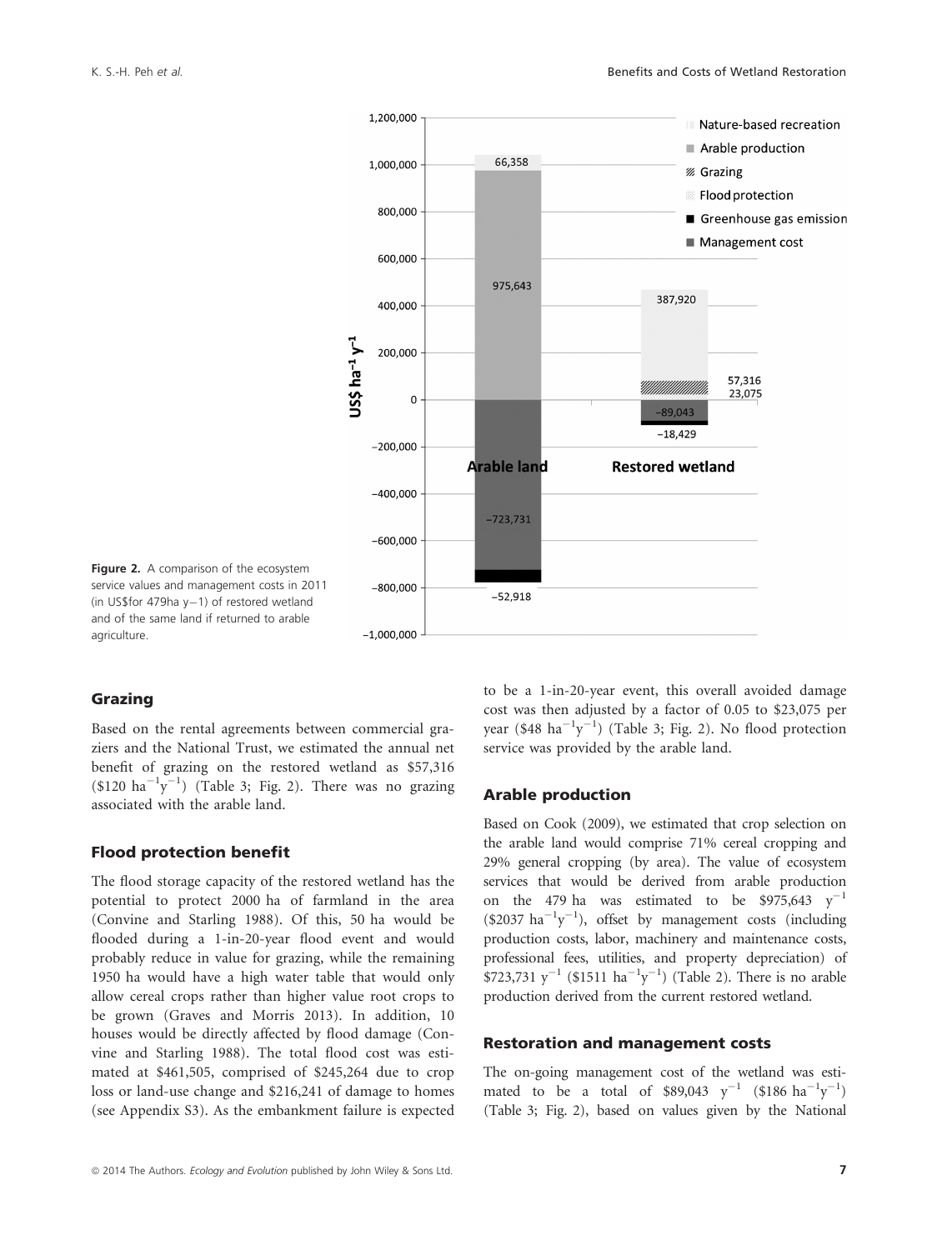Figure 2. A comparison of the ecosystem service values and management costs in 2011 (in US$for 479ha y−1) of restored wetland and of the same land if returned to arable agriculture.

## Grazing

Based on the rental agreements between commercial graziers and the National Trust, we estimated the annual net benefit of grazing on the restored wetland as $57,316 ($120 $ha^{-1}y^{-1}$) (Table 3; Fig. 2). There was no grazing associated with the arable land.

## Flood protection benefit

The flood storage capacity of the restored wetland has the potential to protect 2000 ha of farmland in the area (Convine and Starling 1988). Of this, 50 ha would be flooded during a 1-in-20-year flood event and would probably reduce in value for grazing, while the remaining 1950 ha would have a high water table that would only allow cereal crops rather than higher value root crops to be grown (Graves and Morris 2013). In addition, 10 houses would be directly affected by flood damage (Convine and Starling 1988). The total flood cost was estimated at $461,505, comprised of $245,264 due to crop loss or land-use change and $216,241 of damage to homes (see Appendix S3). As the embankment failure is expected to be a 1-in-20-year event, this overall avoided damage cost was then adjusted by a factor of 0.05 to $23,075 per year ($48 $ha^{-1}y^{-1}$) (Table 3; Fig. 2). No flood protection service was provided by the arable land.

## Arable production

Based on Cook (2009), we estimated that crop selection on the arable land would comprise 71% cereal cropping and 29% general cropping (by area). The value of ecosystem services that would be derived from arable production on the 479 ha was estimated to be $975,643 $y^{-1}$ ($2037 $ha^{-1}y^{-1}$), offset by management costs (including production costs, labor, machinery and maintenance costs, professional fees, utilities, and property depreciation) of $723,731 $y^{-1}$ ($1511 $ha^{-1}y^{-1}$) (Table 2). There is no arable production derived from the current restored wetland.

## Restoration and management costs

The on-going management cost of the wetland was estimated to be a total of $89,043 $y^{-1}$ ($186 $ha^{-1}y^{-1}$) (Table 3; Fig. 2), based on values given by the National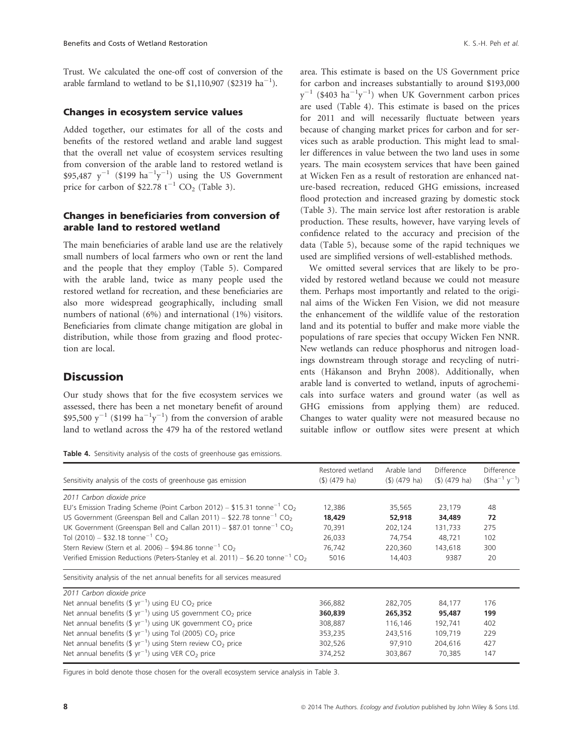Trust. We calculated the one-off cost of conversion of the arable farmland to wetland to be \$1,110,907 (\$2319 $ha^{-1}$).

### Changes in ecosystem service values

Added together, our estimates for all of the costs and benefits of the restored wetland and arable land suggest that the overall net value of ecosystem services resulting from conversion of the arable land to restored wetland is \$95,487 $y^{-1}$ (\$199 $ha^{-1}y^{-1}$) using the US Government price for carbon of \$22.78 $t^{-1}$ $CO_2$ (Table 3).

### Changes in beneficiaries from conversion of arable land to restored wetland

The main beneficiaries of arable land use are the relatively small numbers of local farmers who own or rent the land and the people that they employ (Table 5). Compared with the arable land, twice as many people used the restored wetland for recreation, and these beneficiaries are also more widespread geographically, including small numbers of national (6%) and international (1%) visitors. Beneficiaries from climate change mitigation are global in distribution, while those from grazing and flood protection are local.

## Discussion

Our study shows that for the five ecosystem services we assessed, there has been a net monetary benefit of around \$95,500 $y^{-1}$ (\$199 $ha^{-1}y^{-1}$) from the conversion of arable land to wetland across the 479 ha of the restored wetland area. This estimate is based on the US Government price for carbon and increases substantially to around \$193,000 $y^{-1}$ (\$403 $ha^{-1}y^{-1}$) when UK Government carbon prices are used (Table 4). This estimate is based on the prices for 2011 and will necessarily fluctuate between years because of changing market prices for carbon and for services such as arable production. This might lead to smaller differences in value between the two land uses in some years. The main ecosystem services that have been gained at Wicken Fen as a result of restoration are enhanced nature-based recreation, reduced GHG emissions, increased flood protection and increased grazing by domestic stock (Table 3). The main service lost after restoration is arable production. These results, however, have varying levels of confidence related to the accuracy and precision of the data (Table 5), because some of the rapid techniques we used are simplified versions of well-established methods.

We omitted several services that are likely to be provided by restored wetland because we could not measure them. Perhaps most importantly and related to the original aims of the Wicken Fen Vision, we did not measure the enhancement of the wildlife value of the restoration land and its potential to buffer and make more viable the populations of rare species that occupy Wicken Fen NNR. New wetlands can reduce phosphorus and nitrogen loadings downstream through storage and recycling of nutrients (Håkanson and Bryhn 2008). Additionally, when arable land is converted to wetland, inputs of agrochemicals into surface waters and ground water (as well as GHG emissions from applying them) are reduced. Changes to water quality were not measured because no suitable inflow or outflow sites were present at which

**Table 4.** Sensitivity analysis of the costs of greenhouse gas emissions.

| Sensitivity analysis of the costs of greenhouse gas emission | Restored wetland (\$) (479 ha) | Arable land (\$) (479 ha) | Difference (\$) (479 ha) | Difference (\$$ha^{-1}$ $y^{-1}$) |
|---|---|---|---|---|
| *2011 Carbon dioxide price* | | | | |
| EU's Emission Trading Scheme (Point Carbon 2012) – \$15.31 $tonne^{-1}$ $CO_2$ | 12,386 | 35,565 | 23,179 | 48 |
| US Government (Greenspan Bell and Callan 2011) – \$22.78 $tonne^{-1}$ $CO_2$ | **18,429** | **52,918** | **34,489** | **72** |
| UK Government (Greenspan Bell and Callan 2011) – \$87.01 $tonne^{-1}$ $CO_2$ | 70,391 | 202,124 | 131,733 | 275 |
| Tol (2010) – \$32.18 $tonne^{-1}$ $CO_2$ | 26,033 | 74,754 | 48,721 | 102 |
| Stern Review (Stern et al. 2006) – \$94.86 $tonne^{-1}$ $CO_2$ | 76,742 | 220,360 | 143,618 | 300 |
| Verified Emission Reductions (Peters-Stanley et al. 2011) – \$6.20 $tonne^{-1}$ $CO_2$ | 5016 | 14,403 | 9387 | 20 |
| Sensitivity analysis of the net annual benefits for all services measured | | | | |
| *2011 Carbon dioxide price* | | | | |
| Net annual benefits (\$ $yr^{-1}$) using EU $CO_2$ price | 366,882 | 282,705 | 84,177 | 176 |
| Net annual benefits (\$ $yr^{-1}$) using US government $CO_2$ price | **360,839** | **265,352** | **95,487** | **199** |
| Net annual benefits (\$ $yr^{-1}$) using UK government $CO_2$ price | 308,887 | 116,146 | 192,741 | 402 |
| Net annual benefits (\$ $yr^{-1}$) using Tol (2005) $CO_2$ price | 353,235 | 243,516 | 109,719 | 229 |
| Net annual benefits (\$ $yr^{-1}$) using Stern review $CO_2$ price | 302,526 | 97,910 | 204,616 | 427 |
| Net annual benefits (\$ $yr^{-1}$) using VER $CO_2$ price | 374,252 | 303,867 | 70,385 | 147 |

Figures in bold denote those chosen for the overall ecosystem service analysis in Table 3.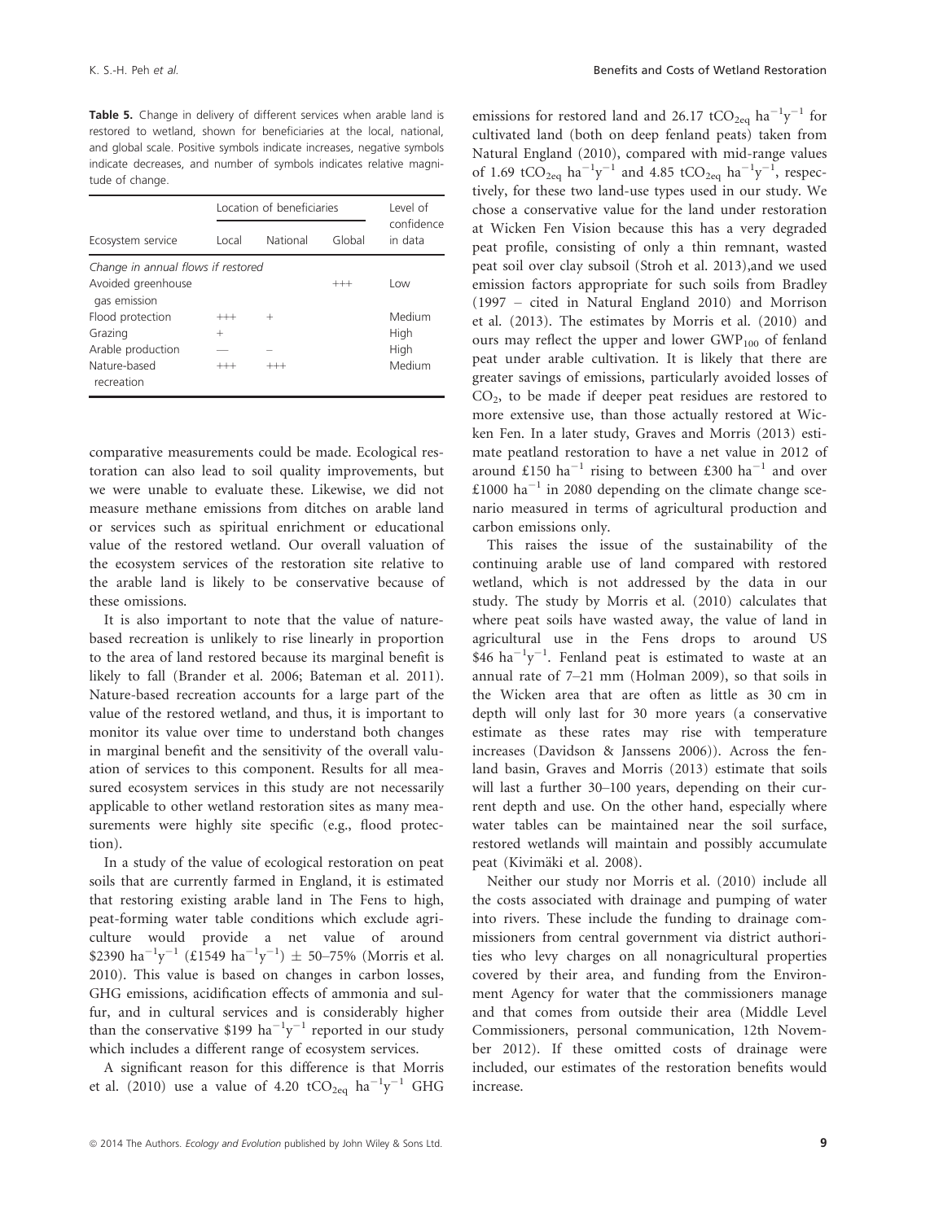**Table 5.** Change in delivery of different services when arable land is restored to wetland, shown for beneficiaries at the local, national, and global scale. Positive symbols indicate increases, negative symbols indicate decreases, and number of symbols indicates relative magnitude of change.

| Ecosystem service | Location of beneficiaries | | | Level of confidence in data |
|---|---|---|---|---|
| | Local | National | Global | |
| *Change in annual flows if restored* | | | | |
| Avoided greenhouse gas emission | | | +++ | Low |
| Flood protection | +++ | + | | Medium |
| Grazing | + | | | High |
| Arable production | — | – | | High |
| Nature-based recreation | +++ | +++ | | Medium |

comparative measurements could be made. Ecological restoration can also lead to soil quality improvements, but we were unable to evaluate these. Likewise, we did not measure methane emissions from ditches on arable land or services such as spiritual enrichment or educational value of the restored wetland. Our overall valuation of the ecosystem services of the restoration site relative to the arable land is likely to be conservative because of these omissions.

It is also important to note that the value of nature-based recreation is unlikely to rise linearly in proportion to the area of land restored because its marginal benefit is likely to fall (Brander et al. 2006; Bateman et al. 2011). Nature-based recreation accounts for a large part of the value of the restored wetland, and thus, it is important to monitor its value over time to understand both changes in marginal benefit and the sensitivity of the overall valuation of services to this component. Results for all measured ecosystem services in this study are not necessarily applicable to other wetland restoration sites as many measurements were highly site specific (e.g., flood protection).

In a study of the value of ecological restoration on peat soils that are currently farmed in England, it is estimated that restoring existing arable land in The Fens to high, peat-forming water table conditions which exclude agriculture would provide a net value of around \$2390 $ha^{-1}y^{-1}$ (£1549 $ha^{-1}y^{-1}$) $\pm$ 50–75% (Morris et al. 2010). This value is based on changes in carbon losses, GHG emissions, acidification effects of ammonia and sulfur, and in cultural services and is considerably higher than the conservative \$199 $ha^{-1}y^{-1}$ reported in our study which includes a different range of ecosystem services.

A significant reason for this difference is that Morris et al. (2010) use a value of 4.20 $tCO_{2eq}$ $ha^{-1}y^{-1}$ GHG emissions for restored land and 26.17 $tCO_{2eq}$ $ha^{-1}y^{-1}$ for cultivated land (both on deep fenland peats) taken from Natural England (2010), compared with mid-range values of 1.69 $tCO_{2eq}$ $ha^{-1}y^{-1}$ and 4.85 $tCO_{2eq}$ $ha^{-1}y^{-1}$, respectively, for these two land-use types used in our study. We chose a conservative value for the land under restoration at Wicken Fen Vision because this has a very degraded peat profile, consisting of only a thin remnant, wasted peat soil over clay subsoil (Stroh et al. 2013),and we used emission factors appropriate for such soils from Bradley (1997 – cited in Natural England 2010) and Morrison et al. (2013). The estimates by Morris et al. (2010) and ours may reflect the upper and lower $GWP_{100}$ of fenland peat under arable cultivation. It is likely that there are greater savings of emissions, particularly avoided losses of $CO_2$, to be made if deeper peat residues are restored to more extensive use, than those actually restored at Wicken Fen. In a later study, Graves and Morris (2013) estimate peatland restoration to have a net value in 2012 of around £150 $ha^{-1}$ rising to between £300 $ha^{-1}$ and over £1000 $ha^{-1}$ in 2080 depending on the climate change scenario measured in terms of agricultural production and carbon emissions only.

This raises the issue of the sustainability of the continuing arable use of land compared with restored wetland, which is not addressed by the data in our study. The study by Morris et al. (2010) calculates that where peat soils have wasted away, the value of land in agricultural use in the Fens drops to around US \$46 $ha^{-1}y^{-1}$. Fenland peat is estimated to waste at an annual rate of 7–21 mm (Holman 2009), so that soils in the Wicken area that are often as little as 30 cm in depth will only last for 30 more years (a conservative estimate as these rates may rise with temperature increases (Davidson & Janssens 2006)). Across the fenland basin, Graves and Morris (2013) estimate that soils will last a further 30–100 years, depending on their current depth and use. On the other hand, especially where water tables can be maintained near the soil surface, restored wetlands will maintain and possibly accumulate peat (Kivimäki et al. 2008).

Neither our study nor Morris et al. (2010) include all the costs associated with drainage and pumping of water into rivers. These include the funding to drainage commissioners from central government via district authorities who levy charges on all nonagricultural properties covered by their area, and funding from the Environment Agency for water that the commissioners manage and that comes from outside their area (Middle Level Commissioners, personal communication, 12th November 2012). If these omitted costs of drainage were included, our estimates of the restoration benefits would increase.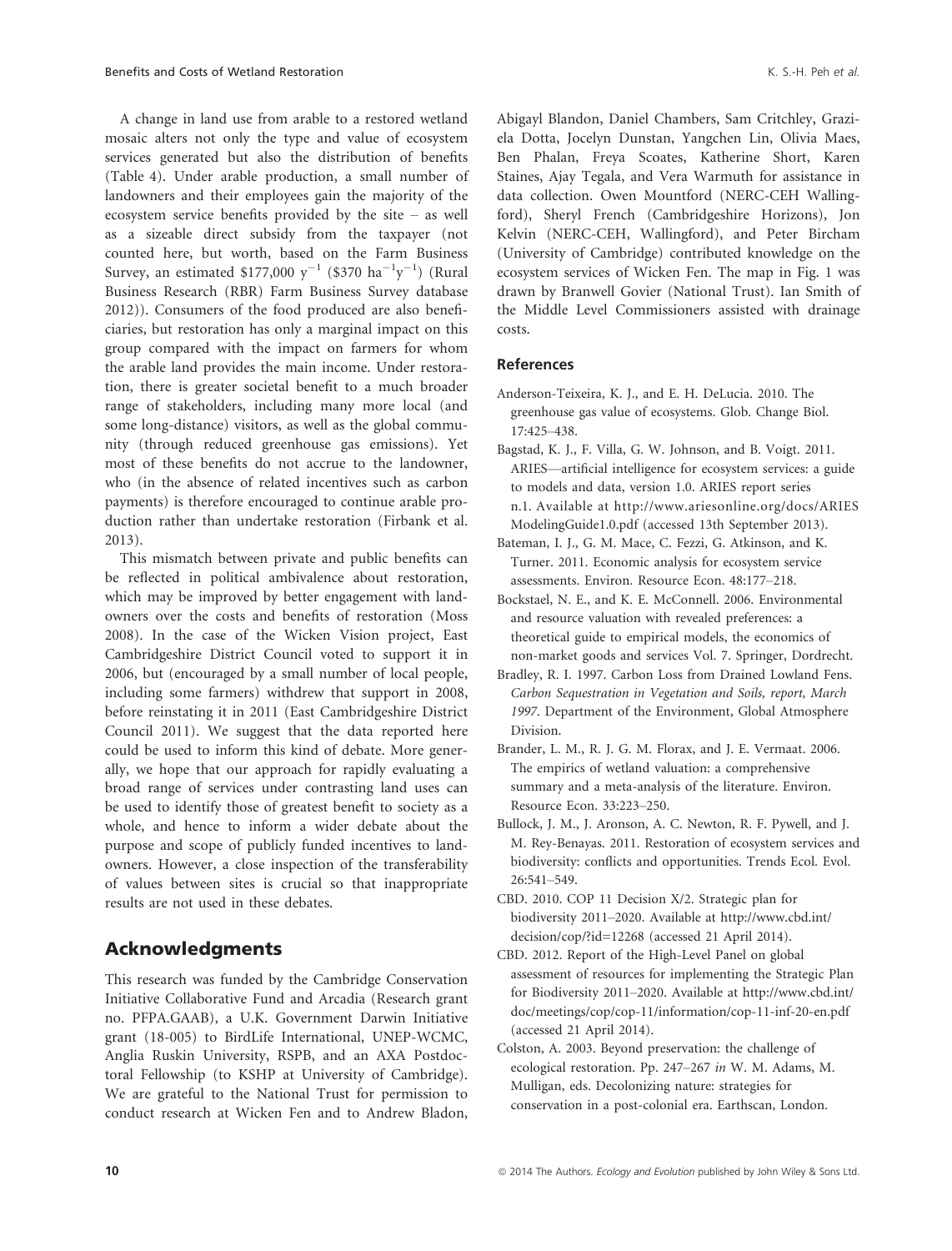A change in land use from arable to a restored wetland mosaic alters not only the type and value of ecosystem services generated but also the distribution of benefits (Table 4). Under arable production, a small number of landowners and their employees gain the majority of the ecosystem service benefits provided by the site – as well as a sizeable direct subsidy from the taxpayer (not counted here, but worth, based on the Farm Business Survey, an estimated \$177,000 $y^{-1}$ (\$370 $ha^{-1}y^{-1}$) (Rural Business Research (RBR) Farm Business Survey database 2012)). Consumers of the food produced are also beneficiaries, but restoration has only a marginal impact on this group compared with the impact on farmers for whom the arable land provides the main income. Under restoration, there is greater societal benefit to a much broader range of stakeholders, including many more local (and some long-distance) visitors, as well as the global community (through reduced greenhouse gas emissions). Yet most of these benefits do not accrue to the landowner, who (in the absence of related incentives such as carbon payments) is therefore encouraged to continue arable production rather than undertake restoration (Firbank et al. 2013).

This mismatch between private and public benefits can be reflected in political ambivalence about restoration, which may be improved by better engagement with landowners over the costs and benefits of restoration (Moss 2008). In the case of the Wicken Vision project, East Cambridgeshire District Council voted to support it in 2006, but (encouraged by a small number of local people, including some farmers) withdrew that support in 2008, before reinstating it in 2011 (East Cambridgeshire District Council 2011). We suggest that the data reported here could be used to inform this kind of debate. More generally, we hope that our approach for rapidly evaluating a broad range of services under contrasting land uses can be used to identify those of greatest benefit to society as a whole, and hence to inform a wider debate about the purpose and scope of publicly funded incentives to landowners. However, a close inspection of the transferability of values between sites is crucial so that inappropriate results are not used in these debates.

## Acknowledgments

This research was funded by the Cambridge Conservation Initiative Collaborative Fund and Arcadia (Research grant no. PFPA.GAAB), a U.K. Government Darwin Initiative grant (18-005) to BirdLife International, UNEP-WCMC, Anglia Ruskin University, RSPB, and an AXA Postdoctoral Fellowship (to KSHP at University of Cambridge). We are grateful to the National Trust for permission to conduct research at Wicken Fen and to Andrew Bladon, Abigayl Blandon, Daniel Chambers, Sam Critchley, Graziela Dotta, Jocelyn Dunstan, Yangchen Lin, Olivia Maes, Ben Phalan, Freya Scoates, Katherine Short, Karen Staines, Ajay Tegala, and Vera Warmuth for assistance in data collection. Owen Mountford (NERC-CEH Wallingford), Sheryl French (Cambridgeshire Horizons), Jon Kelvin (NERC-CEH, Wallingford), and Peter Bircham (University of Cambridge) contributed knowledge on the ecosystem services of Wicken Fen. The map in Fig. 1 was drawn by Branwell Govier (National Trust). Ian Smith of the Middle Level Commissioners assisted with drainage costs.

### References

Anderson-Teixeira, K. J., and E. H. DeLucia. 2010. The greenhouse gas value of ecosystems. Glob. Change Biol. 17:425–438.

Bagstad, K. J., F. Villa, G. W. Johnson, and B. Voigt. 2011. ARIES—artificial intelligence for ecosystem services: a guide to models and data, version 1.0. ARIES report series n.1. Available at http://www.ariesonline.org/docs/ARIESModelingGuide1.0.pdf (accessed 13th September 2013).

Bateman, I. J., G. M. Mace, C. Fezzi, G. Atkinson, and K. Turner. 2011. Economic analysis for ecosystem service assessments. Environ. Resource Econ. 48:177–218.

Bockstael, N. E., and K. E. McConnell. 2006. Environmental and resource valuation with revealed preferences: a theoretical guide to empirical models, the economics of non-market goods and services Vol. 7. Springer, Dordrecht.

Bradley, R. I. 1997. Carbon Loss from Drained Lowland Fens. *Carbon Sequestration in Vegetation and Soils, report, March 1997*. Department of the Environment, Global Atmosphere Division.

Brander, L. M., R. J. G. M. Florax, and J. E. Vermaat. 2006. The empirics of wetland valuation: a comprehensive summary and a meta-analysis of the literature. Environ. Resource Econ. 33:223–250.

Bullock, J. M., J. Aronson, A. C. Newton, R. F. Pywell, and J. M. Rey-Benayas. 2011. Restoration of ecosystem services and biodiversity: conflicts and opportunities. Trends Ecol. Evol. 26:541–549.

CBD. 2010. COP 11 Decision X/2. Strategic plan for biodiversity 2011–2020. Available at http://www.cbd.int/decision/cop/?id=12268 (accessed 21 April 2014).

CBD. 2012. Report of the High-Level Panel on global assessment of resources for implementing the Strategic Plan for Biodiversity 2011–2020. Available at http://www.cbd.int/doc/meetings/cop/cop-11/information/cop-11-inf-20-en.pdf (accessed 21 April 2014).

Colston, A. 2003. Beyond preservation: the challenge of ecological restoration. Pp. 247–267 *in* W. M. Adams, M. Mulligan, eds. Decolonizing nature: strategies for conservation in a post-colonial era. Earthscan, London.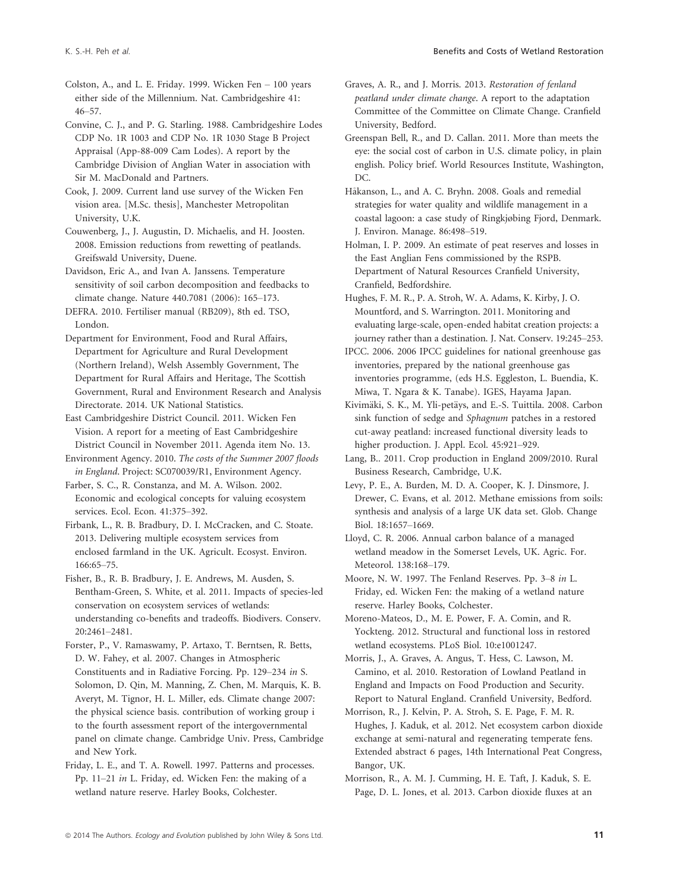Colston, A., and L. E. Friday. 1999. Wicken Fen – 100 years either side of the Millennium. Nat. Cambridgeshire 41: 46–57.

Convine, C. J., and P. G. Starling. 1988. Cambridgeshire Lodes CDP No. 1R 1003 and CDP No. 1R 1030 Stage B Project Appraisal (App-88-009 Cam Lodes). A report by the Cambridge Division of Anglian Water in association with Sir M. MacDonald and Partners.

Cook, J. 2009. Current land use survey of the Wicken Fen vision area. [M.Sc. thesis], Manchester Metropolitan University, U.K.

Couwenberg, J., J. Augustin, D. Michaelis, and H. Joosten. 2008. Emission reductions from rewetting of peatlands. Greifswald University, Duene.

Davidson, Eric A., and Ivan A. Janssens. Temperature sensitivity of soil carbon decomposition and feedbacks to climate change. Nature 440.7081 (2006): 165–173.

DEFRA. 2010. Fertiliser manual (RB209), 8th ed. TSO, London.

Department for Environment, Food and Rural Affairs, Department for Agriculture and Rural Development (Northern Ireland), Welsh Assembly Government, The Department for Rural Affairs and Heritage, The Scottish Government, Rural and Environment Research and Analysis Directorate. 2014. UK National Statistics.

East Cambridgeshire District Council. 2011. Wicken Fen Vision. A report for a meeting of East Cambridgeshire District Council in November 2011. Agenda item No. 13.

Environment Agency. 2010. *The costs of the Summer 2007 floods in England*. Project: SC070039/R1, Environment Agency.

Farber, S. C., R. Constanza, and M. A. Wilson. 2002. Economic and ecological concepts for valuing ecosystem services. Ecol. Econ. 41:375–392.

Firbank, L., R. B. Bradbury, D. I. McCracken, and C. Stoate. 2013. Delivering multiple ecosystem services from enclosed farmland in the UK. Agricult. Ecosyst. Environ. 166:65–75.

Fisher, B., R. B. Bradbury, J. E. Andrews, M. Ausden, S. Bentham-Green, S. White, et al. 2011. Impacts of species-led conservation on ecosystem services of wetlands: understanding co-benefits and tradeoffs. Biodivers. Conserv. 20:2461–2481.

Forster, P., V. Ramaswamy, P. Artaxo, T. Berntsen, R. Betts, D. W. Fahey, et al. 2007. Changes in Atmospheric Constituents and in Radiative Forcing. Pp. 129–234 *in* S. Solomon, D. Qin, M. Manning, Z. Chen, M. Marquis, K. B. Averyt, M. Tignor, H. L. Miller, eds. Climate change 2007: the physical science basis. contribution of working group i to the fourth assessment report of the intergovernmental panel on climate change. Cambridge Univ. Press, Cambridge and New York.

Friday, L. E., and T. A. Rowell. 1997. Patterns and processes. Pp. 11–21 *in* L. Friday, ed. Wicken Fen: the making of a wetland nature reserve. Harley Books, Colchester.

Graves, A. R., and J. Morris. 2013. *Restoration of fenland peatland under climate change*. A report to the adaptation Committee of the Committee on Climate Change. Cranfield University, Bedford.

Greenspan Bell, R., and D. Callan. 2011. More than meets the eye: the social cost of carbon in U.S. climate policy, in plain english. Policy brief. World Resources Institute, Washington, DC.

Håkanson, L., and A. C. Bryhn. 2008. Goals and remedial strategies for water quality and wildlife management in a coastal lagoon: a case study of Ringkjøbing Fjord, Denmark. J. Environ. Manage. 86:498–519.

Holman, I. P. 2009. An estimate of peat reserves and losses in the East Anglian Fens commissioned by the RSPB. Department of Natural Resources Cranfield University, Cranfield, Bedfordshire.

Hughes, F. M. R., P. A. Stroh, W. A. Adams, K. Kirby, J. O. Mountford, and S. Warrington. 2011. Monitoring and evaluating large-scale, open-ended habitat creation projects: a journey rather than a destination. J. Nat. Conserv. 19:245–253.

IPCC. 2006. 2006 IPCC guidelines for national greenhouse gas inventories, prepared by the national greenhouse gas inventories programme, (eds H.S. Eggleston, L. Buendia, K. Miwa, T. Ngara & K. Tanabe). IGES, Hayama Japan.

Kivimäki, S. K., M. Yli-petäys, and E.-S. Tuittila. 2008. Carbon sink function of sedge and *Sphagnum* patches in a restored cut-away peatland: increased functional diversity leads to higher production. J. Appl. Ecol. 45:921–929.

Lang, B.. 2011. Crop production in England 2009/2010. Rural Business Research, Cambridge, U.K.

Levy, P. E., A. Burden, M. D. A. Cooper, K. J. Dinsmore, J. Drewer, C. Evans, et al. 2012. Methane emissions from soils: synthesis and analysis of a large UK data set. Glob. Change Biol. 18:1657–1669.

Lloyd, C. R. 2006. Annual carbon balance of a managed wetland meadow in the Somerset Levels, UK. Agric. For. Meteorol. 138:168–179.

Moore, N. W. 1997. The Fenland Reserves. Pp. 3–8 *in* L. Friday, ed. Wicken Fen: the making of a wetland nature reserve. Harley Books, Colchester.

Moreno-Mateos, D., M. E. Power, F. A. Comin, and R. Yockteng. 2012. Structural and functional loss in restored wetland ecosystems. PLoS Biol. 10:e1001247.

Morris, J., A. Graves, A. Angus, T. Hess, C. Lawson, M. Camino, et al. 2010. Restoration of Lowland Peatland in England and Impacts on Food Production and Security. Report to Natural England. Cranfield University, Bedford.

Morrison, R., J. Kelvin, P. A. Stroh, S. E. Page, F. M. R. Hughes, J. Kaduk, et al. 2012. Net ecosystem carbon dioxide exchange at semi-natural and regenerating temperate fens. Extended abstract 6 pages, 14th International Peat Congress, Bangor, UK.

Morrison, R., A. M. J. Cumming, H. E. Taft, J. Kaduk, S. E. Page, D. L. Jones, et al. 2013. Carbon dioxide fluxes at an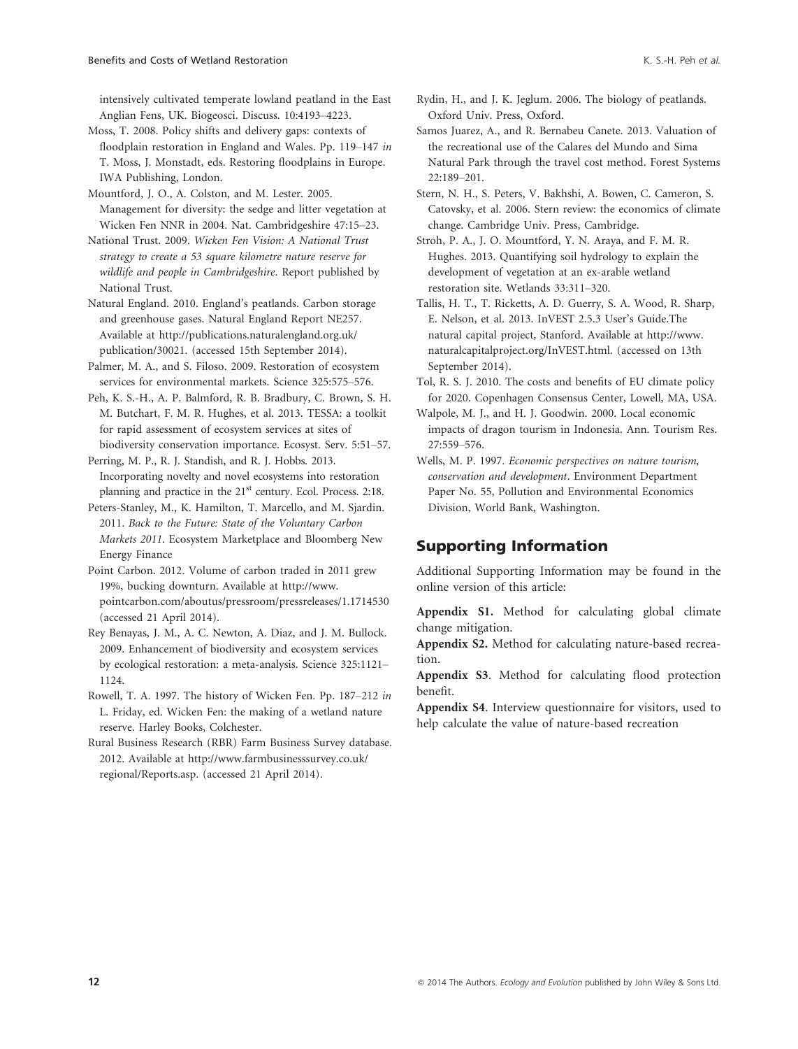intensively cultivated temperate lowland peatland in the East Anglian Fens, UK. Biogeosci. Discuss. 10:4193–4223.

Moss, T. 2008. Policy shifts and delivery gaps: contexts of floodplain restoration in England and Wales. Pp. 119–147 *in* T. Moss, J. Monstadt, eds. Restoring floodplains in Europe. IWA Publishing, London.

Mountford, J. O., A. Colston, and M. Lester. 2005. Management for diversity: the sedge and litter vegetation at Wicken Fen NNR in 2004. Nat. Cambridgeshire 47:15–23.

National Trust. 2009. *Wicken Fen Vision: A National Trust strategy to create a 53 square kilometre nature reserve for wildlife and people in Cambridgeshire*. Report published by National Trust.

Natural England. 2010. England's peatlands. Carbon storage and greenhouse gases. Natural England Report NE257. Available at http://publications.naturalengland.org.uk/publication/30021. (accessed 15th September 2014).

Palmer, M. A., and S. Filoso. 2009. Restoration of ecosystem services for environmental markets. Science 325:575–576.

Peh, K. S.-H., A. P. Balmford, R. B. Bradbury, C. Brown, S. H. M. Butchart, F. M. R. Hughes, et al. 2013. TESSA: a toolkit for rapid assessment of ecosystem services at sites of biodiversity conservation importance. Ecosyst. Serv. 5:51–57.

Perring, M. P., R. J. Standish, and R. J. Hobbs. 2013. Incorporating novelty and novel ecosystems into restoration planning and practice in the 21st century. Ecol. Process. 2:18.

Peters-Stanley, M., K. Hamilton, T. Marcello, and M. Sjardin. 2011. *Back to the Future: State of the Voluntary Carbon Markets 2011*. Ecosystem Marketplace and Bloomberg New Energy Finance

Point Carbon. 2012. Volume of carbon traded in 2011 grew 19%, bucking downturn. Available at http://www.pointcarbon.com/aboutus/pressroom/pressreleases/1.1714530 (accessed 21 April 2014).

Rey Benayas, J. M., A. C. Newton, A. Diaz, and J. M. Bullock. 2009. Enhancement of biodiversity and ecosystem services by ecological restoration: a meta-analysis. Science 325:1121–1124.

Rowell, T. A. 1997. The history of Wicken Fen. Pp. 187–212 *in* L. Friday, ed. Wicken Fen: the making of a wetland nature reserve. Harley Books, Colchester.

Rural Business Research (RBR) Farm Business Survey database. 2012. Available at http://www.farmbusinesssurvey.co.uk/regional/Reports.asp. (accessed 21 April 2014).

Rydin, H., and J. K. Jeglum. 2006. The biology of peatlands. Oxford Univ. Press, Oxford.

Samos Juarez, A., and R. Bernabeu Canete. 2013. Valuation of the recreational use of the Calares del Mundo and Sima Natural Park through the travel cost method. Forest Systems 22:189–201.

Stern, N. H., S. Peters, V. Bakhshi, A. Bowen, C. Cameron, S. Catovsky, et al. 2006. Stern review: the economics of climate change. Cambridge Univ. Press, Cambridge.

Stroh, P. A., J. O. Mountford, Y. N. Araya, and F. M. R. Hughes. 2013. Quantifying soil hydrology to explain the development of vegetation at an ex-arable wetland restoration site. Wetlands 33:311–320.

Tallis, H. T., T. Ricketts, A. D. Guerry, S. A. Wood, R. Sharp, E. Nelson, et al. 2013. InVEST 2.5.3 User's Guide.The natural capital project, Stanford. Available at http://www.naturalcapitalproject.org/InVEST.html. (accessed on 13th September 2014).

Tol, R. S. J. 2010. The costs and benefits of EU climate policy for 2020. Copenhagen Consensus Center, Lowell, MA, USA.

Walpole, M. J., and H. J. Goodwin. 2000. Local economic impacts of dragon tourism in Indonesia. Ann. Tourism Res. 27:559–576.

Wells, M. P. 1997. *Economic perspectives on nature tourism, conservation and development*. Environment Department Paper No. 55, Pollution and Environmental Economics Division, World Bank, Washington.

## Supporting Information

Additional Supporting Information may be found in the online version of this article:

**Appendix S1.** Method for calculating global climate change mitigation.

**Appendix S2.** Method for calculating nature-based recreation.

**Appendix S3**. Method for calculating flood protection benefit.

**Appendix S4**. Interview questionnaire for visitors, used to help calculate the value of nature-based recreation